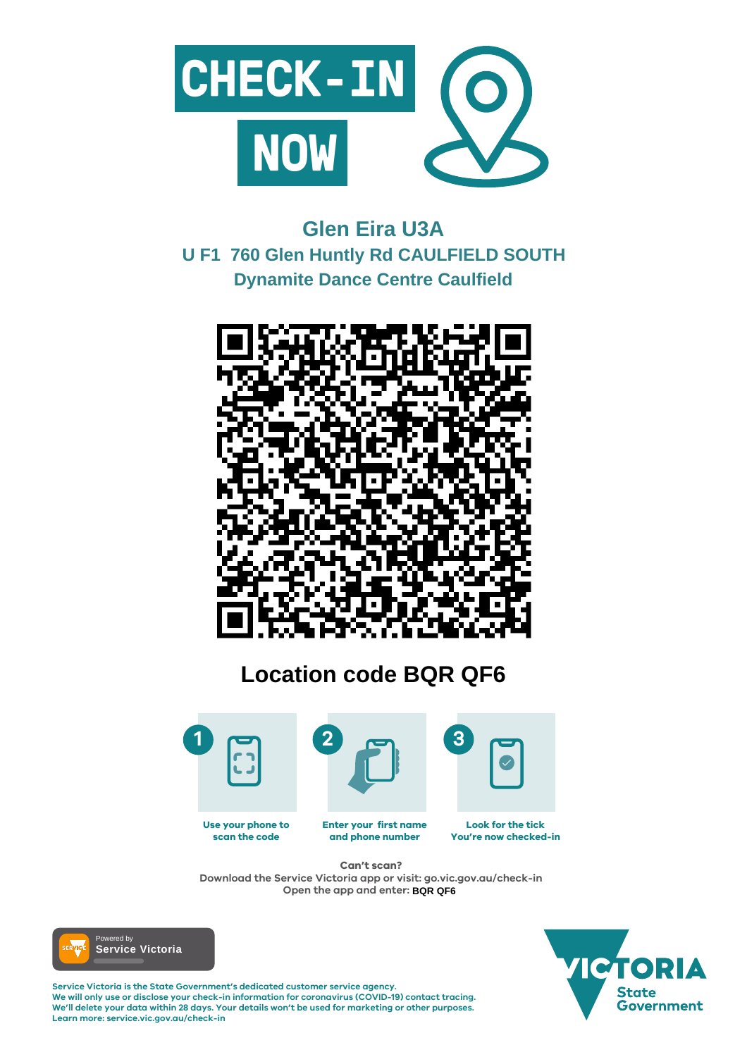# CHECK-IN NOW

## Glen Eira U3A

### U F1 760 Glen Huntly Rd CAULFIELD SOUTH

### Dynamite Dance Centre Caulfield

## Location code BQR QF6

1. Use your phone to scan the code
2. Enter your first name and phone number
3. Look for the tick You're now checked-in

**Can't scan?**

Download the Service Victoria app or visit: go.vic.gov.au/check-in

Open the app and enter: **BQR QF6**

Powered by **Service Victoria**

Service Victoria is the State Government's dedicated customer service agency.
We will only use or disclose your check-in information for coronavirus (COVID-19) contact tracing.
We'll delete your data within 28 days. Your details won't be used for marketing or other purposes.
Learn more: service.vic.gov.au/check-in

VICTORIA State Government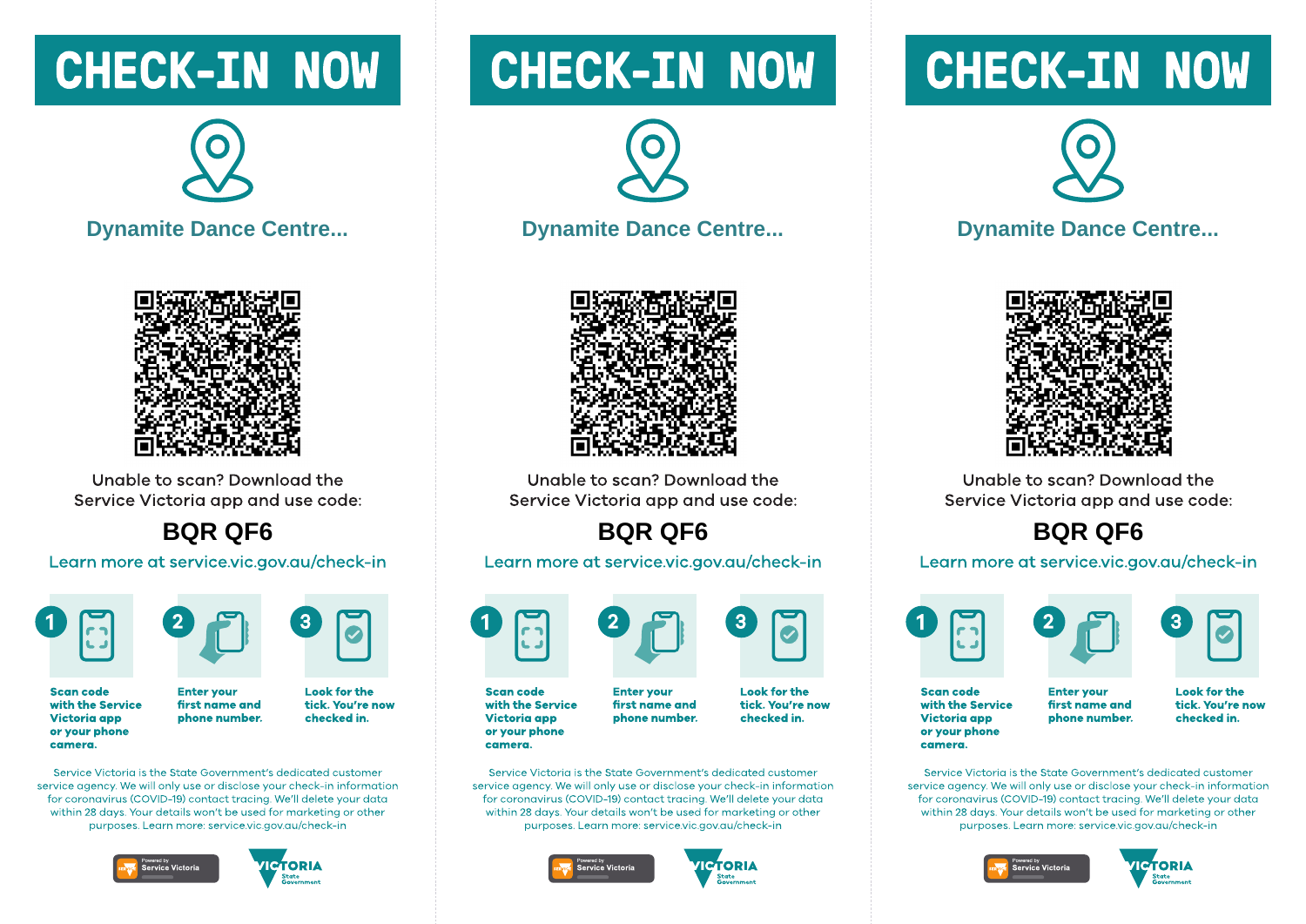# CHECK-IN NOW

## Dynamite Dance Centre...

Unable to scan? Download the Service Victoria app and use code:

**BQR QF6**

Learn more at service.vic.gov.au/check-in

1. **Scan code with the Service Victoria app or your phone camera.**
2. **Enter your first name and phone number.**
3. **Look for the tick. You're now checked in.**

Service Victoria is the State Government's dedicated customer service agency. We will only use or disclose your check-in information for coronavirus (COVID-19) contact tracing. We'll delete your data within 28 days. Your details won't be used for marketing or other purposes. Learn more: service.vic.gov.au/check-in

Powered by Service Victoria

VICTORIA State Government

# CHECK-IN NOW

## Dynamite Dance Centre...

Unable to scan? Download the Service Victoria app and use code:

**BQR QF6**

Learn more at service.vic.gov.au/check-in

1. **Scan code with the Service Victoria app or your phone camera.**
2. **Enter your first name and phone number.**
3. **Look for the tick. You're now checked in.**

Service Victoria is the State Government's dedicated customer service agency. We will only use or disclose your check-in information for coronavirus (COVID-19) contact tracing. We'll delete your data within 28 days. Your details won't be used for marketing or other purposes. Learn more: service.vic.gov.au/check-in

Powered by Service Victoria

VICTORIA State Government

# CHECK-IN NOW

## Dynamite Dance Centre...

Unable to scan? Download the Service Victoria app and use code:

**BQR QF6**

Learn more at service.vic.gov.au/check-in

1. **Scan code with the Service Victoria app or your phone camera.**
2. **Enter your first name and phone number.**
3. **Look for the tick. You're now checked in.**

Service Victoria is the State Government's dedicated customer service agency. We will only use or disclose your check-in information for coronavirus (COVID-19) contact tracing. We'll delete your data within 28 days. Your details won't be used for marketing or other purposes. Learn more: service.vic.gov.au/check-in

Powered by Service Victoria

VICTORIA State Government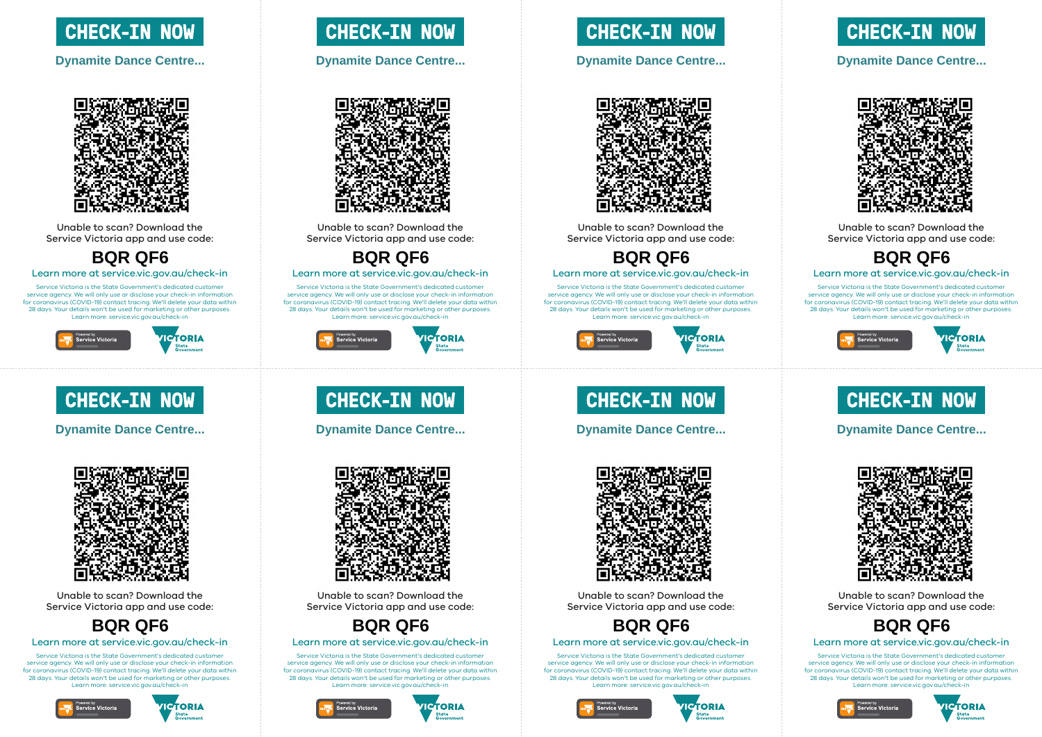# CHECK-IN NOW

## Dynamite Dance Centre...

Unable to scan? Download the Service Victoria app and use code:

**BQR QF6**

Learn more at service.vic.gov.au/check-in

Service Victoria is the State Government's dedicated customer service agency. We will only use or disclose your check-in information for coronavirus (COVID-19) contact tracing. We'll delete your data within 28 days. Your details won't be used for marketing or other purposes. Learn more: service.vic.gov.au/check-in

Powered by Service Victoria

VICTORIA State Government

---

# CHECK-IN NOW

## Dynamite Dance Centre...

Unable to scan? Download the Service Victoria app and use code:

**BQR QF6**

Learn more at service.vic.gov.au/check-in

Service Victoria is the State Government's dedicated customer service agency. We will only use or disclose your check-in information for coronavirus (COVID-19) contact tracing. We'll delete your data within 28 days. Your details won't be used for marketing or other purposes. Learn more: service.vic.gov.au/check-in

Powered by Service Victoria

VICTORIA State Government

---

# CHECK-IN NOW

## Dynamite Dance Centre...

Unable to scan? Download the Service Victoria app and use code:

**BQR QF6**

Learn more at service.vic.gov.au/check-in

Service Victoria is the State Government's dedicated customer service agency. We will only use or disclose your check-in information for coronavirus (COVID-19) contact tracing. We'll delete your data within 28 days. Your details won't be used for marketing or other purposes. Learn more: service.vic.gov.au/check-in

Powered by Service Victoria

VICTORIA State Government

---

# CHECK-IN NOW

## Dynamite Dance Centre...

Unable to scan? Download the Service Victoria app and use code:

**BQR QF6**

Learn more at service.vic.gov.au/check-in

Service Victoria is the State Government's dedicated customer service agency. We will only use or disclose your check-in information for coronavirus (COVID-19) contact tracing. We'll delete your data within 28 days. Your details won't be used for marketing or other purposes. Learn more: service.vic.gov.au/check-in

Powered by Service Victoria

VICTORIA State Government

---

# CHECK-IN NOW

## Dynamite Dance Centre...

Unable to scan? Download the Service Victoria app and use code:

**BQR QF6**

Learn more at service.vic.gov.au/check-in

Service Victoria is the State Government's dedicated customer service agency. We will only use or disclose your check-in information for coronavirus (COVID-19) contact tracing. We'll delete your data within 28 days. Your details won't be used for marketing or other purposes. Learn more: service.vic.gov.au/check-in

Powered by Service Victoria

VICTORIA State Government

---

# CHECK-IN NOW

## Dynamite Dance Centre...

Unable to scan? Download the Service Victoria app and use code:

**BQR QF6**

Learn more at service.vic.gov.au/check-in

Service Victoria is the State Government's dedicated customer service agency. We will only use or disclose your check-in information for coronavirus (COVID-19) contact tracing. We'll delete your data within 28 days. Your details won't be used for marketing or other purposes. Learn more: service.vic.gov.au/check-in

Powered by Service Victoria

VICTORIA State Government

---

# CHECK-IN NOW

## Dynamite Dance Centre...

Unable to scan? Download the Service Victoria app and use code:

**BQR QF6**

Learn more at service.vic.gov.au/check-in

Service Victoria is the State Government's dedicated customer service agency. We will only use or disclose your check-in information for coronavirus (COVID-19) contact tracing. We'll delete your data within 28 days. Your details won't be used for marketing or other purposes. Learn more: service.vic.gov.au/check-in

Powered by Service Victoria

VICTORIA State Government

---

# CHECK-IN NOW

## Dynamite Dance Centre...

Unable to scan? Download the Service Victoria app and use code:

**BQR QF6**

Learn more at service.vic.gov.au/check-in

Service Victoria is the State Government's dedicated customer service agency. We will only use or disclose your check-in information for coronavirus (COVID-19) contact tracing. We'll delete your data within 28 days. Your details won't be used for marketing or other purposes. Learn more: service.vic.gov.au/check-in

Powered by Service Victoria

VICTORIA State Government